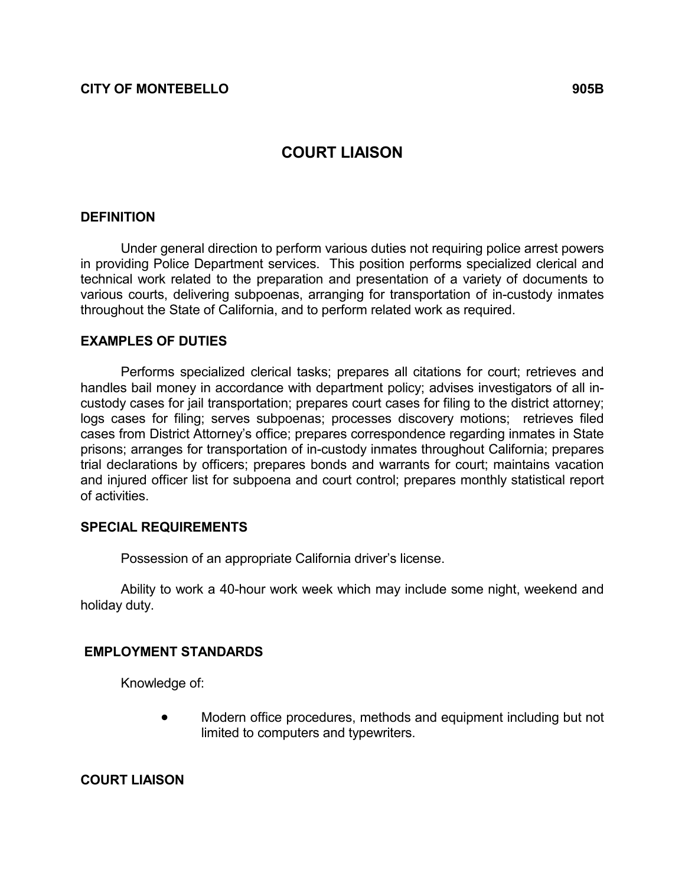**CITY OF MONTEBELLO** **905B**

# COURT LIAISON

## DEFINITION

Under general direction to perform various duties not requiring police arrest powers in providing Police Department services. This position performs specialized clerical and technical work related to the preparation and presentation of a variety of documents to various courts, delivering subpoenas, arranging for transportation of in-custody inmates throughout the State of California, and to perform related work as required.

## EXAMPLES OF DUTIES

Performs specialized clerical tasks; prepares all citations for court; retrieves and handles bail money in accordance with department policy; advises investigators of all in-custody cases for jail transportation; prepares court cases for filing to the district attorney; logs cases for filing; serves subpoenas; processes discovery motions; retrieves filed cases from District Attorney's office; prepares correspondence regarding inmates in State prisons; arranges for transportation of in-custody inmates throughout California; prepares trial declarations by officers; prepares bonds and warrants for court; maintains vacation and injured officer list for subpoena and court control; prepares monthly statistical report of activities.

## SPECIAL REQUIREMENTS

Possession of an appropriate California driver's license.

Ability to work a 40-hour work week which may include some night, weekend and holiday duty.

## EMPLOYMENT STANDARDS

Knowledge of:

- Modern office procedures, methods and equipment including but not limited to computers and typewriters.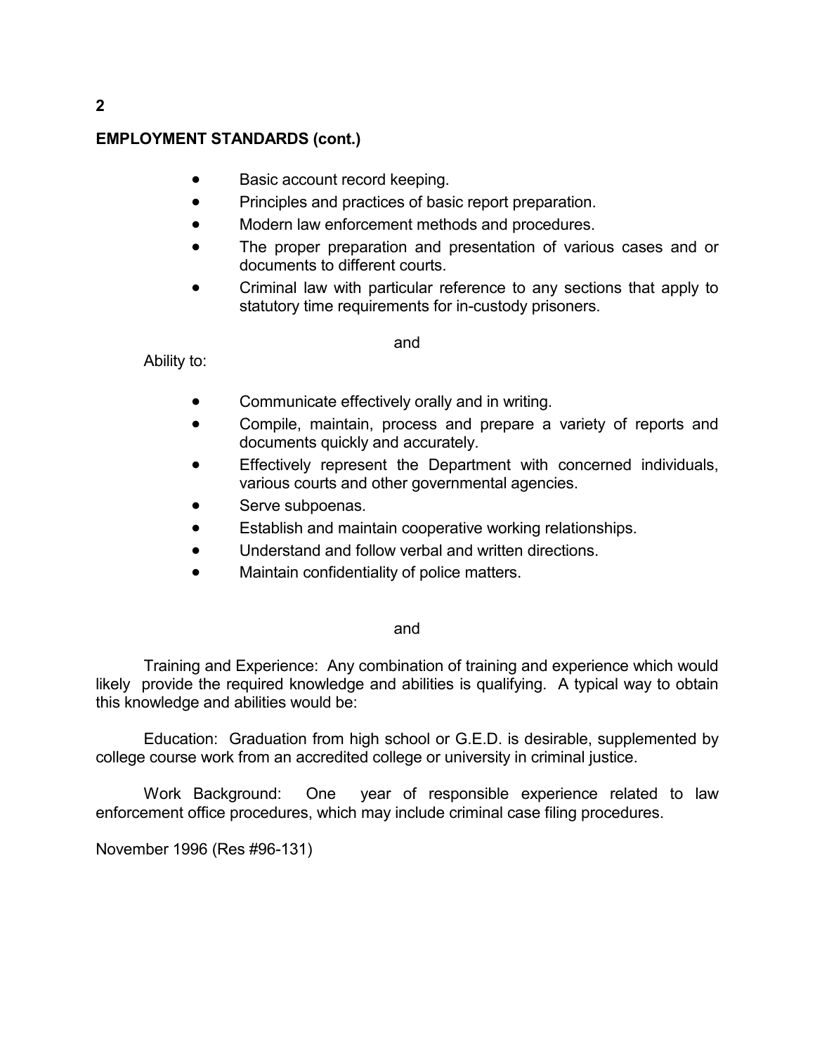## EMPLOYMENT STANDARDS (cont.)

- Basic account record keeping.
- Principles and practices of basic report preparation.
- Modern law enforcement methods and procedures.
- The proper preparation and presentation of various cases and or documents to different courts.
- Criminal law with particular reference to any sections that apply to statutory time requirements for in-custody prisoners.

and

Ability to:

- Communicate effectively orally and in writing.
- Compile, maintain, process and prepare a variety of reports and documents quickly and accurately.
- Effectively represent the Department with concerned individuals, various courts and other governmental agencies.
- Serve subpoenas.
- Establish and maintain cooperative working relationships.
- Understand and follow verbal and written directions.
- Maintain confidentiality of police matters.

and

Training and Experience: Any combination of training and experience which would likely provide the required knowledge and abilities is qualifying. A typical way to obtain this knowledge and abilities would be:

Education: Graduation from high school or G.E.D. is desirable, supplemented by college course work from an accredited college or university in criminal justice.

Work Background: One year of responsible experience related to law enforcement office procedures, which may include criminal case filing procedures.

November 1996 (Res #96-131)